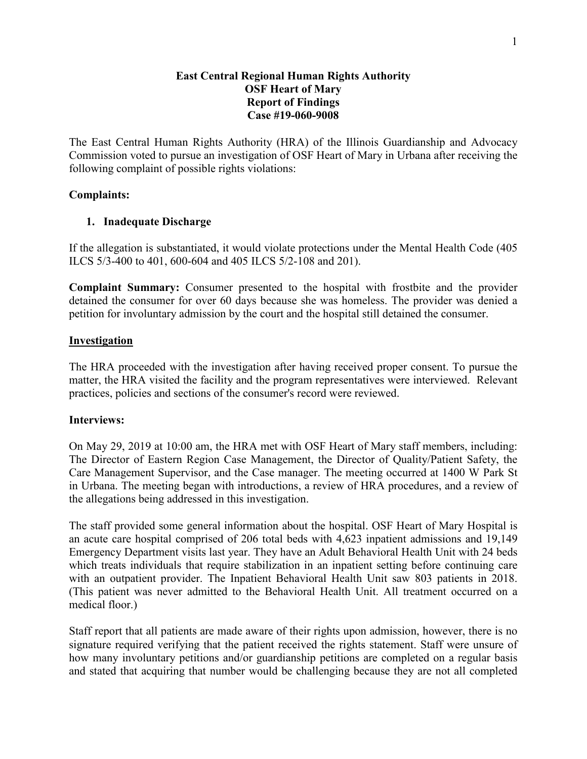**East Central Regional Human Rights Authority**
**OSF Heart of Mary**
**Report of Findings**
**Case #19-060-9008**

The East Central Human Rights Authority (HRA) of the Illinois Guardianship and Advocacy Commission voted to pursue an investigation of OSF Heart of Mary in Urbana after receiving the following complaint of possible rights violations:

**Complaints:**

1. **Inadequate Discharge**

If the allegation is substantiated, it would violate protections under the Mental Health Code (405 ILCS 5/3-400 to 401, 600-604 and 405 ILCS 5/2-108 and 201).

**Complaint Summary:** Consumer presented to the hospital with frostbite and the provider detained the consumer for over 60 days because she was homeless. The provider was denied a petition for involuntary admission by the court and the hospital still detained the consumer.

## Investigation

The HRA proceeded with the investigation after having received proper consent. To pursue the matter, the HRA visited the facility and the program representatives were interviewed. Relevant practices, policies and sections of the consumer's record were reviewed.

**Interviews:**

On May 29, 2019 at 10:00 am, the HRA met with OSF Heart of Mary staff members, including: The Director of Eastern Region Case Management, the Director of Quality/Patient Safety, the Care Management Supervisor, and the Case manager. The meeting occurred at 1400 W Park St in Urbana. The meeting began with introductions, a review of HRA procedures, and a review of the allegations being addressed in this investigation.

The staff provided some general information about the hospital. OSF Heart of Mary Hospital is an acute care hospital comprised of 206 total beds with 4,623 inpatient admissions and 19,149 Emergency Department visits last year. They have an Adult Behavioral Health Unit with 24 beds which treats individuals that require stabilization in an inpatient setting before continuing care with an outpatient provider. The Inpatient Behavioral Health Unit saw 803 patients in 2018. (This patient was never admitted to the Behavioral Health Unit. All treatment occurred on a medical floor.)

Staff report that all patients are made aware of their rights upon admission, however, there is no signature required verifying that the patient received the rights statement. Staff were unsure of how many involuntary petitions and/or guardianship petitions are completed on a regular basis and stated that acquiring that number would be challenging because they are not all completed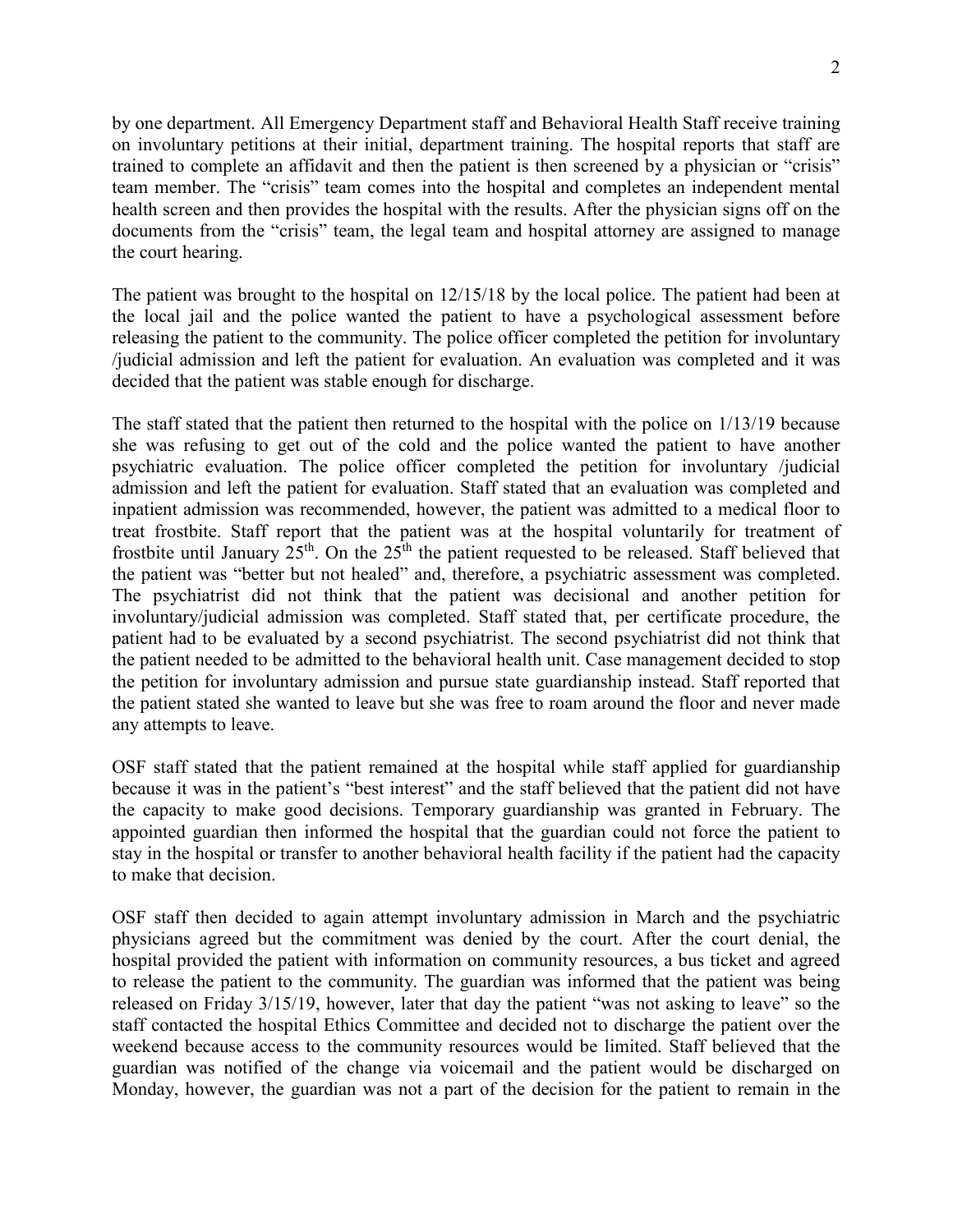by one department. All Emergency Department staff and Behavioral Health Staff receive training on involuntary petitions at their initial, department training. The hospital reports that staff are trained to complete an affidavit and then the patient is then screened by a physician or "crisis" team member. The "crisis" team comes into the hospital and completes an independent mental health screen and then provides the hospital with the results. After the physician signs off on the documents from the "crisis" team, the legal team and hospital attorney are assigned to manage the court hearing.

The patient was brought to the hospital on 12/15/18 by the local police. The patient had been at the local jail and the police wanted the patient to have a psychological assessment before releasing the patient to the community. The police officer completed the petition for involuntary /judicial admission and left the patient for evaluation. An evaluation was completed and it was decided that the patient was stable enough for discharge.

The staff stated that the patient then returned to the hospital with the police on 1/13/19 because she was refusing to get out of the cold and the police wanted the patient to have another psychiatric evaluation. The police officer completed the petition for involuntary /judicial admission and left the patient for evaluation. Staff stated that an evaluation was completed and inpatient admission was recommended, however, the patient was admitted to a medical floor to treat frostbite. Staff report that the patient was at the hospital voluntarily for treatment of frostbite until January 25th. On the 25th the patient requested to be released. Staff believed that the patient was "better but not healed" and, therefore, a psychiatric assessment was completed. The psychiatrist did not think that the patient was decisional and another petition for involuntary/judicial admission was completed. Staff stated that, per certificate procedure, the patient had to be evaluated by a second psychiatrist. The second psychiatrist did not think that the patient needed to be admitted to the behavioral health unit. Case management decided to stop the petition for involuntary admission and pursue state guardianship instead. Staff reported that the patient stated she wanted to leave but she was free to roam around the floor and never made any attempts to leave.

OSF staff stated that the patient remained at the hospital while staff applied for guardianship because it was in the patient's "best interest" and the staff believed that the patient did not have the capacity to make good decisions. Temporary guardianship was granted in February. The appointed guardian then informed the hospital that the guardian could not force the patient to stay in the hospital or transfer to another behavioral health facility if the patient had the capacity to make that decision.

OSF staff then decided to again attempt involuntary admission in March and the psychiatric physicians agreed but the commitment was denied by the court. After the court denial, the hospital provided the patient with information on community resources, a bus ticket and agreed to release the patient to the community. The guardian was informed that the patient was being released on Friday 3/15/19, however, later that day the patient "was not asking to leave" so the staff contacted the hospital Ethics Committee and decided not to discharge the patient over the weekend because access to the community resources would be limited. Staff believed that the guardian was notified of the change via voicemail and the patient would be discharged on Monday, however, the guardian was not a part of the decision for the patient to remain in the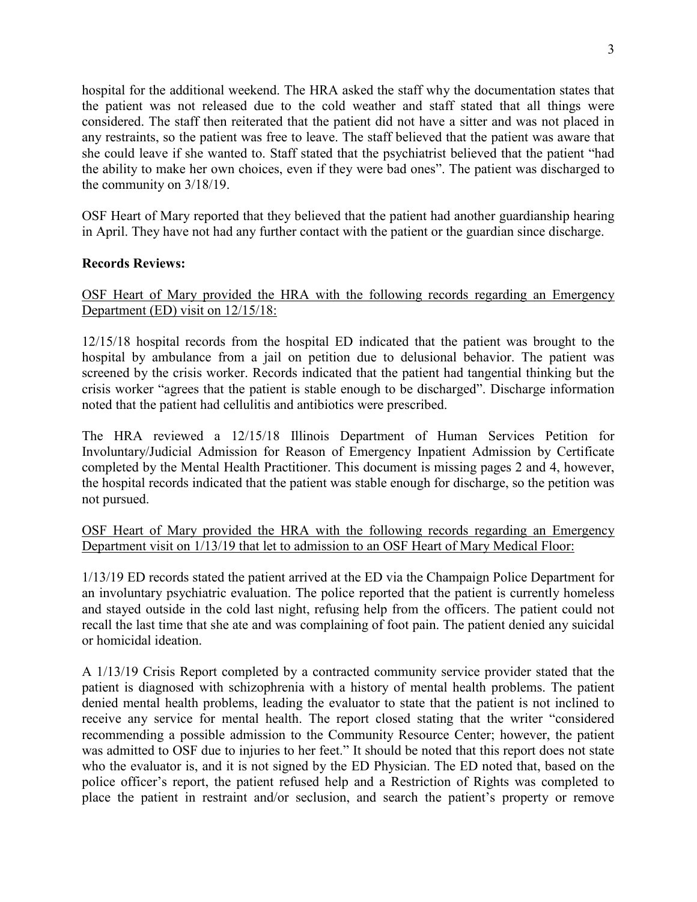hospital for the additional weekend. The HRA asked the staff why the documentation states that the patient was not released due to the cold weather and staff stated that all things were considered. The staff then reiterated that the patient did not have a sitter and was not placed in any restraints, so the patient was free to leave. The staff believed that the patient was aware that she could leave if she wanted to. Staff stated that the psychiatrist believed that the patient "had the ability to make her own choices, even if they were bad ones". The patient was discharged to the community on 3/18/19.

OSF Heart of Mary reported that they believed that the patient had another guardianship hearing in April. They have not had any further contact with the patient or the guardian since discharge.

**Records Reviews:**

<u>OSF Heart of Mary provided the HRA with the following records regarding an Emergency Department (ED) visit on 12/15/18:</u>

12/15/18 hospital records from the hospital ED indicated that the patient was brought to the hospital by ambulance from a jail on petition due to delusional behavior. The patient was screened by the crisis worker. Records indicated that the patient had tangential thinking but the crisis worker "agrees that the patient is stable enough to be discharged". Discharge information noted that the patient had cellulitis and antibiotics were prescribed.

The HRA reviewed a 12/15/18 Illinois Department of Human Services Petition for Involuntary/Judicial Admission for Reason of Emergency Inpatient Admission by Certificate completed by the Mental Health Practitioner. This document is missing pages 2 and 4, however, the hospital records indicated that the patient was stable enough for discharge, so the petition was not pursued.

<u>OSF Heart of Mary provided the HRA with the following records regarding an Emergency Department visit on 1/13/19 that let to admission to an OSF Heart of Mary Medical Floor:</u>

1/13/19 ED records stated the patient arrived at the ED via the Champaign Police Department for an involuntary psychiatric evaluation. The police reported that the patient is currently homeless and stayed outside in the cold last night, refusing help from the officers. The patient could not recall the last time that she ate and was complaining of foot pain. The patient denied any suicidal or homicidal ideation.

A 1/13/19 Crisis Report completed by a contracted community service provider stated that the patient is diagnosed with schizophrenia with a history of mental health problems. The patient denied mental health problems, leading the evaluator to state that the patient is not inclined to receive any service for mental health. The report closed stating that the writer "considered recommending a possible admission to the Community Resource Center; however, the patient was admitted to OSF due to injuries to her feet." It should be noted that this report does not state who the evaluator is, and it is not signed by the ED Physician. The ED noted that, based on the police officer's report, the patient refused help and a Restriction of Rights was completed to place the patient in restraint and/or seclusion, and search the patient's property or remove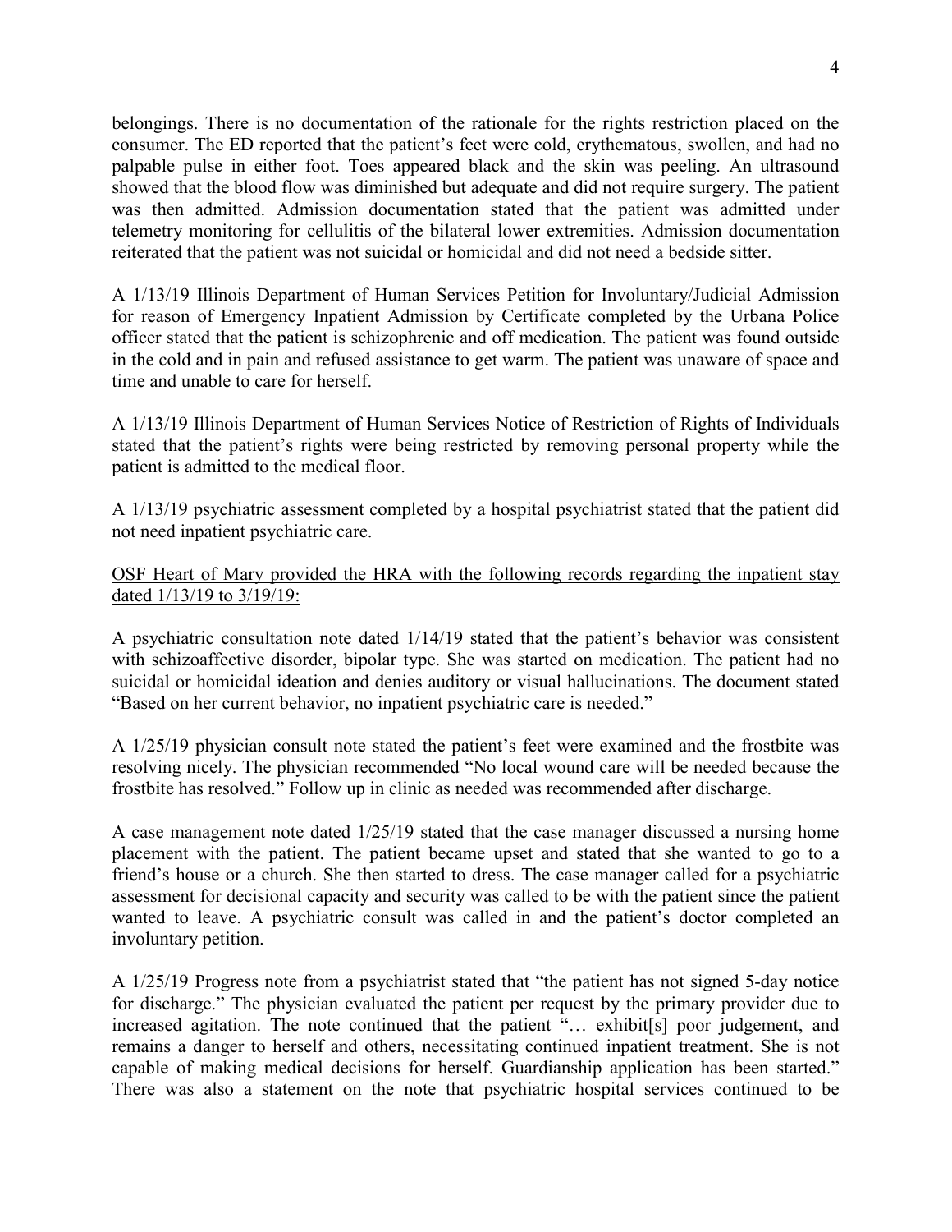belongings. There is no documentation of the rationale for the rights restriction placed on the consumer. The ED reported that the patient's feet were cold, erythematous, swollen, and had no palpable pulse in either foot. Toes appeared black and the skin was peeling. An ultrasound showed that the blood flow was diminished but adequate and did not require surgery. The patient was then admitted. Admission documentation stated that the patient was admitted under telemetry monitoring for cellulitis of the bilateral lower extremities. Admission documentation reiterated that the patient was not suicidal or homicidal and did not need a bedside sitter.

A 1/13/19 Illinois Department of Human Services Petition for Involuntary/Judicial Admission for reason of Emergency Inpatient Admission by Certificate completed by the Urbana Police officer stated that the patient is schizophrenic and off medication. The patient was found outside in the cold and in pain and refused assistance to get warm. The patient was unaware of space and time and unable to care for herself.

A 1/13/19 Illinois Department of Human Services Notice of Restriction of Rights of Individuals stated that the patient's rights were being restricted by removing personal property while the patient is admitted to the medical floor.

A 1/13/19 psychiatric assessment completed by a hospital psychiatrist stated that the patient did not need inpatient psychiatric care.

<u>OSF Heart of Mary provided the HRA with the following records regarding the inpatient stay dated 1/13/19 to 3/19/19:</u>

A psychiatric consultation note dated 1/14/19 stated that the patient's behavior was consistent with schizoaffective disorder, bipolar type. She was started on medication. The patient had no suicidal or homicidal ideation and denies auditory or visual hallucinations. The document stated "Based on her current behavior, no inpatient psychiatric care is needed."

A 1/25/19 physician consult note stated the patient's feet were examined and the frostbite was resolving nicely. The physician recommended "No local wound care will be needed because the frostbite has resolved." Follow up in clinic as needed was recommended after discharge.

A case management note dated 1/25/19 stated that the case manager discussed a nursing home placement with the patient. The patient became upset and stated that she wanted to go to a friend's house or a church. She then started to dress. The case manager called for a psychiatric assessment for decisional capacity and security was called to be with the patient since the patient wanted to leave. A psychiatric consult was called in and the patient's doctor completed an involuntary petition.

A 1/25/19 Progress note from a psychiatrist stated that "the patient has not signed 5-day notice for discharge." The physician evaluated the patient per request by the primary provider due to increased agitation. The note continued that the patient "… exhibit[s] poor judgement, and remains a danger to herself and others, necessitating continued inpatient treatment. She is not capable of making medical decisions for herself. Guardianship application has been started." There was also a statement on the note that psychiatric hospital services continued to be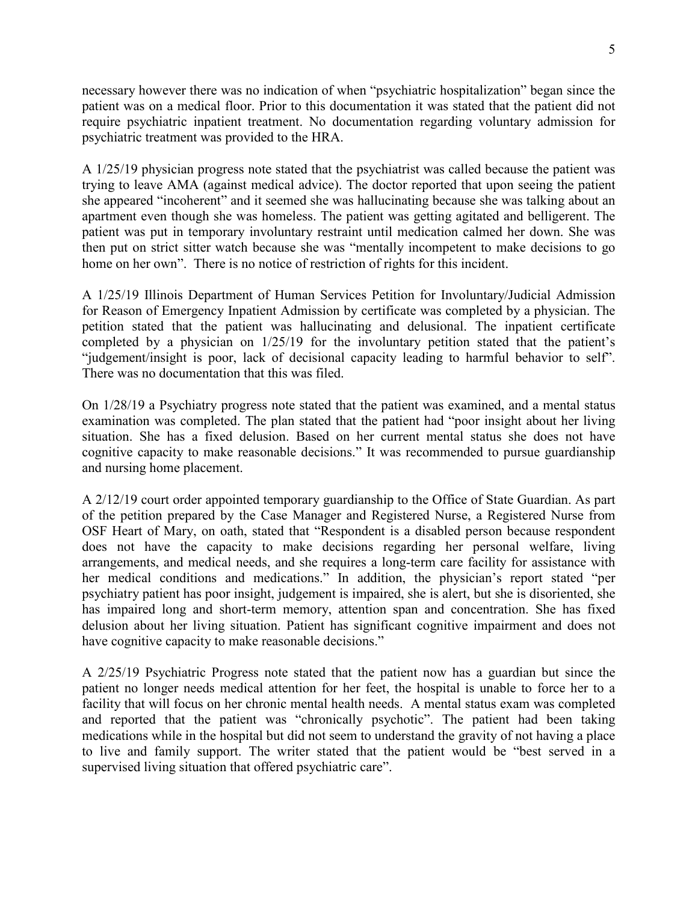necessary however there was no indication of when "psychiatric hospitalization" began since the patient was on a medical floor. Prior to this documentation it was stated that the patient did not require psychiatric inpatient treatment. No documentation regarding voluntary admission for psychiatric treatment was provided to the HRA.

A 1/25/19 physician progress note stated that the psychiatrist was called because the patient was trying to leave AMA (against medical advice). The doctor reported that upon seeing the patient she appeared "incoherent" and it seemed she was hallucinating because she was talking about an apartment even though she was homeless. The patient was getting agitated and belligerent. The patient was put in temporary involuntary restraint until medication calmed her down. She was then put on strict sitter watch because she was "mentally incompetent to make decisions to go home on her own". There is no notice of restriction of rights for this incident.

A 1/25/19 Illinois Department of Human Services Petition for Involuntary/Judicial Admission for Reason of Emergency Inpatient Admission by certificate was completed by a physician. The petition stated that the patient was hallucinating and delusional. The inpatient certificate completed by a physician on 1/25/19 for the involuntary petition stated that the patient's "judgement/insight is poor, lack of decisional capacity leading to harmful behavior to self". There was no documentation that this was filed.

On 1/28/19 a Psychiatry progress note stated that the patient was examined, and a mental status examination was completed. The plan stated that the patient had "poor insight about her living situation. She has a fixed delusion. Based on her current mental status she does not have cognitive capacity to make reasonable decisions." It was recommended to pursue guardianship and nursing home placement.

A 2/12/19 court order appointed temporary guardianship to the Office of State Guardian. As part of the petition prepared by the Case Manager and Registered Nurse, a Registered Nurse from OSF Heart of Mary, on oath, stated that "Respondent is a disabled person because respondent does not have the capacity to make decisions regarding her personal welfare, living arrangements, and medical needs, and she requires a long-term care facility for assistance with her medical conditions and medications." In addition, the physician's report stated "per psychiatry patient has poor insight, judgement is impaired, she is alert, but she is disoriented, she has impaired long and short-term memory, attention span and concentration. She has fixed delusion about her living situation. Patient has significant cognitive impairment and does not have cognitive capacity to make reasonable decisions."

A 2/25/19 Psychiatric Progress note stated that the patient now has a guardian but since the patient no longer needs medical attention for her feet, the hospital is unable to force her to a facility that will focus on her chronic mental health needs. A mental status exam was completed and reported that the patient was "chronically psychotic". The patient had been taking medications while in the hospital but did not seem to understand the gravity of not having a place to live and family support. The writer stated that the patient would be "best served in a supervised living situation that offered psychiatric care".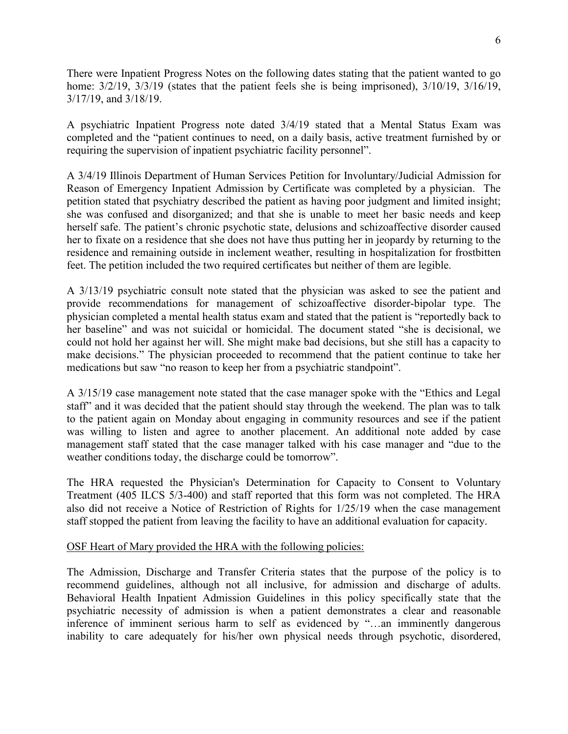There were Inpatient Progress Notes on the following dates stating that the patient wanted to go home: 3/2/19, 3/3/19 (states that the patient feels she is being imprisoned), 3/10/19, 3/16/19, 3/17/19, and 3/18/19.

A psychiatric Inpatient Progress note dated 3/4/19 stated that a Mental Status Exam was completed and the "patient continues to need, on a daily basis, active treatment furnished by or requiring the supervision of inpatient psychiatric facility personnel".

A 3/4/19 Illinois Department of Human Services Petition for Involuntary/Judicial Admission for Reason of Emergency Inpatient Admission by Certificate was completed by a physician. The petition stated that psychiatry described the patient as having poor judgment and limited insight; she was confused and disorganized; and that she is unable to meet her basic needs and keep herself safe. The patient's chronic psychotic state, delusions and schizoaffective disorder caused her to fixate on a residence that she does not have thus putting her in jeopardy by returning to the residence and remaining outside in inclement weather, resulting in hospitalization for frostbitten feet. The petition included the two required certificates but neither of them are legible.

A 3/13/19 psychiatric consult note stated that the physician was asked to see the patient and provide recommendations for management of schizoaffective disorder-bipolar type. The physician completed a mental health status exam and stated that the patient is "reportedly back to her baseline" and was not suicidal or homicidal. The document stated "she is decisional, we could not hold her against her will. She might make bad decisions, but she still has a capacity to make decisions." The physician proceeded to recommend that the patient continue to take her medications but saw "no reason to keep her from a psychiatric standpoint".

A 3/15/19 case management note stated that the case manager spoke with the "Ethics and Legal staff" and it was decided that the patient should stay through the weekend. The plan was to talk to the patient again on Monday about engaging in community resources and see if the patient was willing to listen and agree to another placement. An additional note added by case management staff stated that the case manager talked with his case manager and "due to the weather conditions today, the discharge could be tomorrow".

The HRA requested the Physician's Determination for Capacity to Consent to Voluntary Treatment (405 ILCS 5/3-400) and staff reported that this form was not completed. The HRA also did not receive a Notice of Restriction of Rights for 1/25/19 when the case management staff stopped the patient from leaving the facility to have an additional evaluation for capacity.

<u>OSF Heart of Mary provided the HRA with the following policies:</u>

The Admission, Discharge and Transfer Criteria states that the purpose of the policy is to recommend guidelines, although not all inclusive, for admission and discharge of adults. Behavioral Health Inpatient Admission Guidelines in this policy specifically state that the psychiatric necessity of admission is when a patient demonstrates a clear and reasonable inference of imminent serious harm to self as evidenced by "…an imminently dangerous inability to care adequately for his/her own physical needs through psychotic, disordered,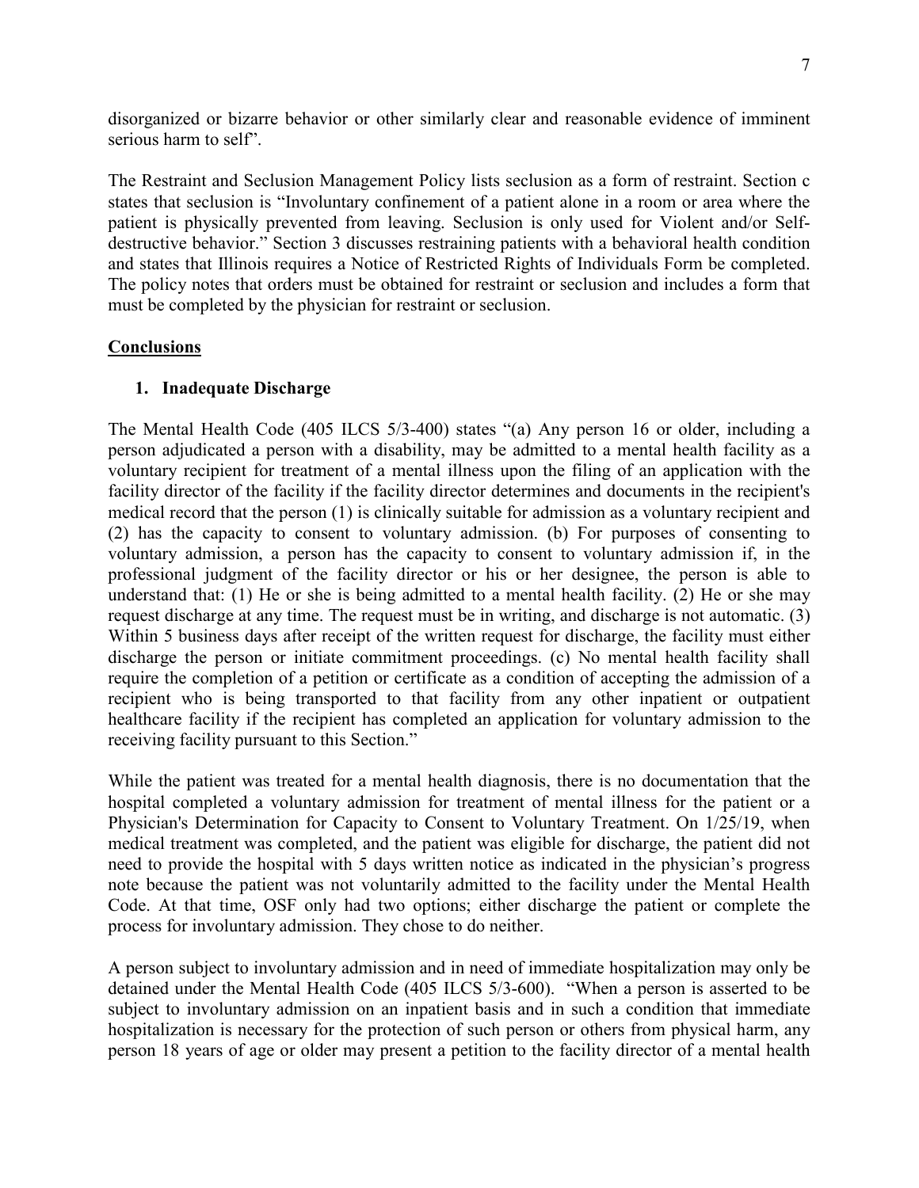disorganized or bizarre behavior or other similarly clear and reasonable evidence of imminent serious harm to self".

The Restraint and Seclusion Management Policy lists seclusion as a form of restraint. Section c states that seclusion is "Involuntary confinement of a patient alone in a room or area where the patient is physically prevented from leaving. Seclusion is only used for Violent and/or Self-destructive behavior." Section 3 discusses restraining patients with a behavioral health condition and states that Illinois requires a Notice of Restricted Rights of Individuals Form be completed. The policy notes that orders must be obtained for restraint or seclusion and includes a form that must be completed by the physician for restraint or seclusion.

## Conclusions

### 1. Inadequate Discharge

The Mental Health Code (405 ILCS 5/3-400) states "(a) Any person 16 or older, including a person adjudicated a person with a disability, may be admitted to a mental health facility as a voluntary recipient for treatment of a mental illness upon the filing of an application with the facility director of the facility if the facility director determines and documents in the recipient's medical record that the person (1) is clinically suitable for admission as a voluntary recipient and (2) has the capacity to consent to voluntary admission. (b) For purposes of consenting to voluntary admission, a person has the capacity to consent to voluntary admission if, in the professional judgment of the facility director or his or her designee, the person is able to understand that: (1) He or she is being admitted to a mental health facility. (2) He or she may request discharge at any time. The request must be in writing, and discharge is not automatic. (3) Within 5 business days after receipt of the written request for discharge, the facility must either discharge the person or initiate commitment proceedings. (c) No mental health facility shall require the completion of a petition or certificate as a condition of accepting the admission of a recipient who is being transported to that facility from any other inpatient or outpatient healthcare facility if the recipient has completed an application for voluntary admission to the receiving facility pursuant to this Section."

While the patient was treated for a mental health diagnosis, there is no documentation that the hospital completed a voluntary admission for treatment of mental illness for the patient or a Physician's Determination for Capacity to Consent to Voluntary Treatment. On 1/25/19, when medical treatment was completed, and the patient was eligible for discharge, the patient did not need to provide the hospital with 5 days written notice as indicated in the physician's progress note because the patient was not voluntarily admitted to the facility under the Mental Health Code. At that time, OSF only had two options; either discharge the patient or complete the process for involuntary admission. They chose to do neither.

A person subject to involuntary admission and in need of immediate hospitalization may only be detained under the Mental Health Code (405 ILCS 5/3-600). "When a person is asserted to be subject to involuntary admission on an inpatient basis and in such a condition that immediate hospitalization is necessary for the protection of such person or others from physical harm, any person 18 years of age or older may present a petition to the facility director of a mental health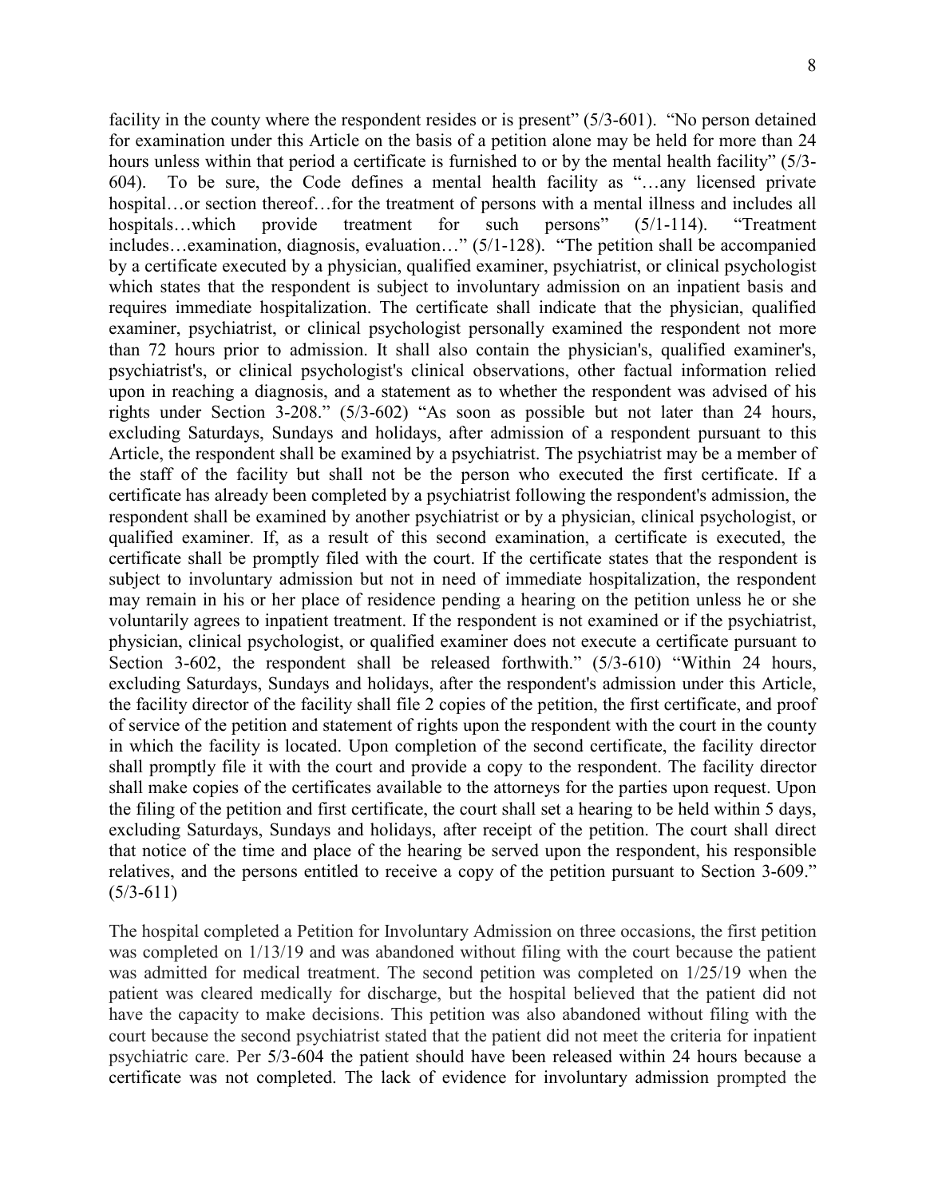facility in the county where the respondent resides or is present" (5/3-601). "No person detained for examination under this Article on the basis of a petition alone may be held for more than 24 hours unless within that period a certificate is furnished to or by the mental health facility" (5/3-604). To be sure, the Code defines a mental health facility as "…any licensed private hospital…or section thereof…for the treatment of persons with a mental illness and includes all hospitals…which provide treatment for such persons" (5/1-114). "Treatment includes…examination, diagnosis, evaluation…" (5/1-128). "The petition shall be accompanied by a certificate executed by a physician, qualified examiner, psychiatrist, or clinical psychologist which states that the respondent is subject to involuntary admission on an inpatient basis and requires immediate hospitalization. The certificate shall indicate that the physician, qualified examiner, psychiatrist, or clinical psychologist personally examined the respondent not more than 72 hours prior to admission. It shall also contain the physician's, qualified examiner's, psychiatrist's, or clinical psychologist's clinical observations, other factual information relied upon in reaching a diagnosis, and a statement as to whether the respondent was advised of his rights under Section 3-208." (5/3-602) "As soon as possible but not later than 24 hours, excluding Saturdays, Sundays and holidays, after admission of a respondent pursuant to this Article, the respondent shall be examined by a psychiatrist. The psychiatrist may be a member of the staff of the facility but shall not be the person who executed the first certificate. If a certificate has already been completed by a psychiatrist following the respondent's admission, the respondent shall be examined by another psychiatrist or by a physician, clinical psychologist, or qualified examiner. If, as a result of this second examination, a certificate is executed, the certificate shall be promptly filed with the court. If the certificate states that the respondent is subject to involuntary admission but not in need of immediate hospitalization, the respondent may remain in his or her place of residence pending a hearing on the petition unless he or she voluntarily agrees to inpatient treatment. If the respondent is not examined or if the psychiatrist, physician, clinical psychologist, or qualified examiner does not execute a certificate pursuant to Section 3-602, the respondent shall be released forthwith." (5/3-610) "Within 24 hours, excluding Saturdays, Sundays and holidays, after the respondent's admission under this Article, the facility director of the facility shall file 2 copies of the petition, the first certificate, and proof of service of the petition and statement of rights upon the respondent with the court in the county in which the facility is located. Upon completion of the second certificate, the facility director shall promptly file it with the court and provide a copy to the respondent. The facility director shall make copies of the certificates available to the attorneys for the parties upon request. Upon the filing of the petition and first certificate, the court shall set a hearing to be held within 5 days, excluding Saturdays, Sundays and holidays, after receipt of the petition. The court shall direct that notice of the time and place of the hearing be served upon the respondent, his responsible relatives, and the persons entitled to receive a copy of the petition pursuant to Section 3-609." (5/3-611)

The hospital completed a Petition for Involuntary Admission on three occasions, the first petition was completed on 1/13/19 and was abandoned without filing with the court because the patient was admitted for medical treatment. The second petition was completed on 1/25/19 when the patient was cleared medically for discharge, but the hospital believed that the patient did not have the capacity to make decisions. This petition was also abandoned without filing with the court because the second psychiatrist stated that the patient did not meet the criteria for inpatient psychiatric care. Per 5/3-604 the patient should have been released within 24 hours because a certificate was not completed. The lack of evidence for involuntary admission prompted the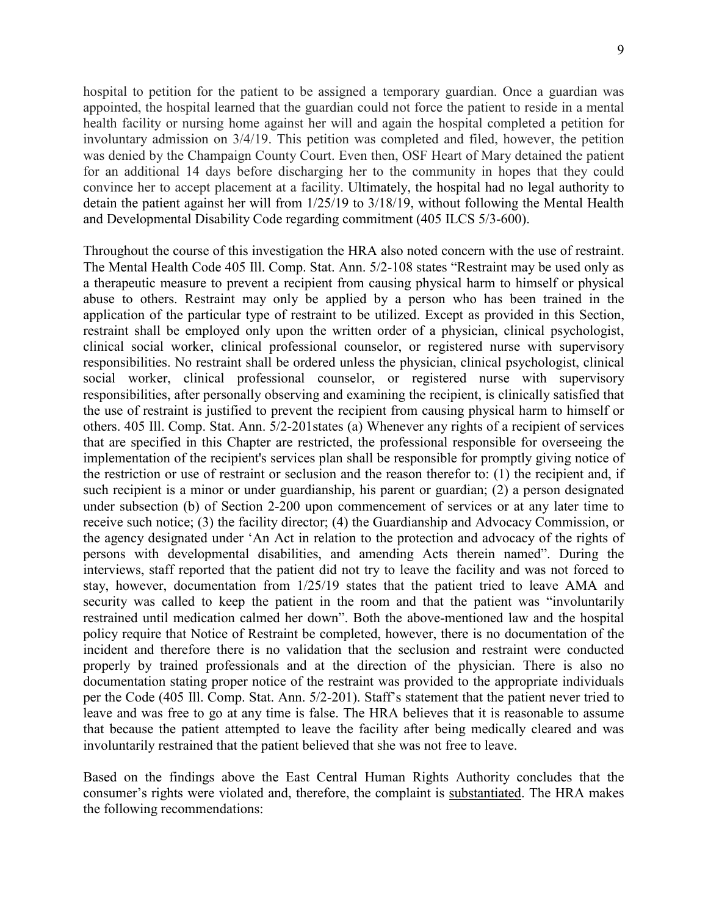hospital to petition for the patient to be assigned a temporary guardian. Once a guardian was appointed, the hospital learned that the guardian could not force the patient to reside in a mental health facility or nursing home against her will and again the hospital completed a petition for involuntary admission on 3/4/19. This petition was completed and filed, however, the petition was denied by the Champaign County Court. Even then, OSF Heart of Mary detained the patient for an additional 14 days before discharging her to the community in hopes that they could convince her to accept placement at a facility. Ultimately, the hospital had no legal authority to detain the patient against her will from 1/25/19 to 3/18/19, without following the Mental Health and Developmental Disability Code regarding commitment (405 ILCS 5/3-600).

Throughout the course of this investigation the HRA also noted concern with the use of restraint. The Mental Health Code 405 Ill. Comp. Stat. Ann. 5/2-108 states "Restraint may be used only as a therapeutic measure to prevent a recipient from causing physical harm to himself or physical abuse to others. Restraint may only be applied by a person who has been trained in the application of the particular type of restraint to be utilized. Except as provided in this Section, restraint shall be employed only upon the written order of a physician, clinical psychologist, clinical social worker, clinical professional counselor, or registered nurse with supervisory responsibilities. No restraint shall be ordered unless the physician, clinical psychologist, clinical social worker, clinical professional counselor, or registered nurse with supervisory responsibilities, after personally observing and examining the recipient, is clinically satisfied that the use of restraint is justified to prevent the recipient from causing physical harm to himself or others. 405 Ill. Comp. Stat. Ann. 5/2-201states (a) Whenever any rights of a recipient of services that are specified in this Chapter are restricted, the professional responsible for overseeing the implementation of the recipient's services plan shall be responsible for promptly giving notice of the restriction or use of restraint or seclusion and the reason therefor to: (1) the recipient and, if such recipient is a minor or under guardianship, his parent or guardian; (2) a person designated under subsection (b) of Section 2-200 upon commencement of services or at any later time to receive such notice; (3) the facility director; (4) the Guardianship and Advocacy Commission, or the agency designated under 'An Act in relation to the protection and advocacy of the rights of persons with developmental disabilities, and amending Acts therein named". During the interviews, staff reported that the patient did not try to leave the facility and was not forced to stay, however, documentation from 1/25/19 states that the patient tried to leave AMA and security was called to keep the patient in the room and that the patient was "involuntarily restrained until medication calmed her down". Both the above-mentioned law and the hospital policy require that Notice of Restraint be completed, however, there is no documentation of the incident and therefore there is no validation that the seclusion and restraint were conducted properly by trained professionals and at the direction of the physician. There is also no documentation stating proper notice of the restraint was provided to the appropriate individuals per the Code (405 Ill. Comp. Stat. Ann. 5/2-201). Staff's statement that the patient never tried to leave and was free to go at any time is false. The HRA believes that it is reasonable to assume that because the patient attempted to leave the facility after being medically cleared and was involuntarily restrained that the patient believed that she was not free to leave.

Based on the findings above the East Central Human Rights Authority concludes that the consumer's rights were violated and, therefore, the complaint is <u>substantiated</u>. The HRA makes the following recommendations: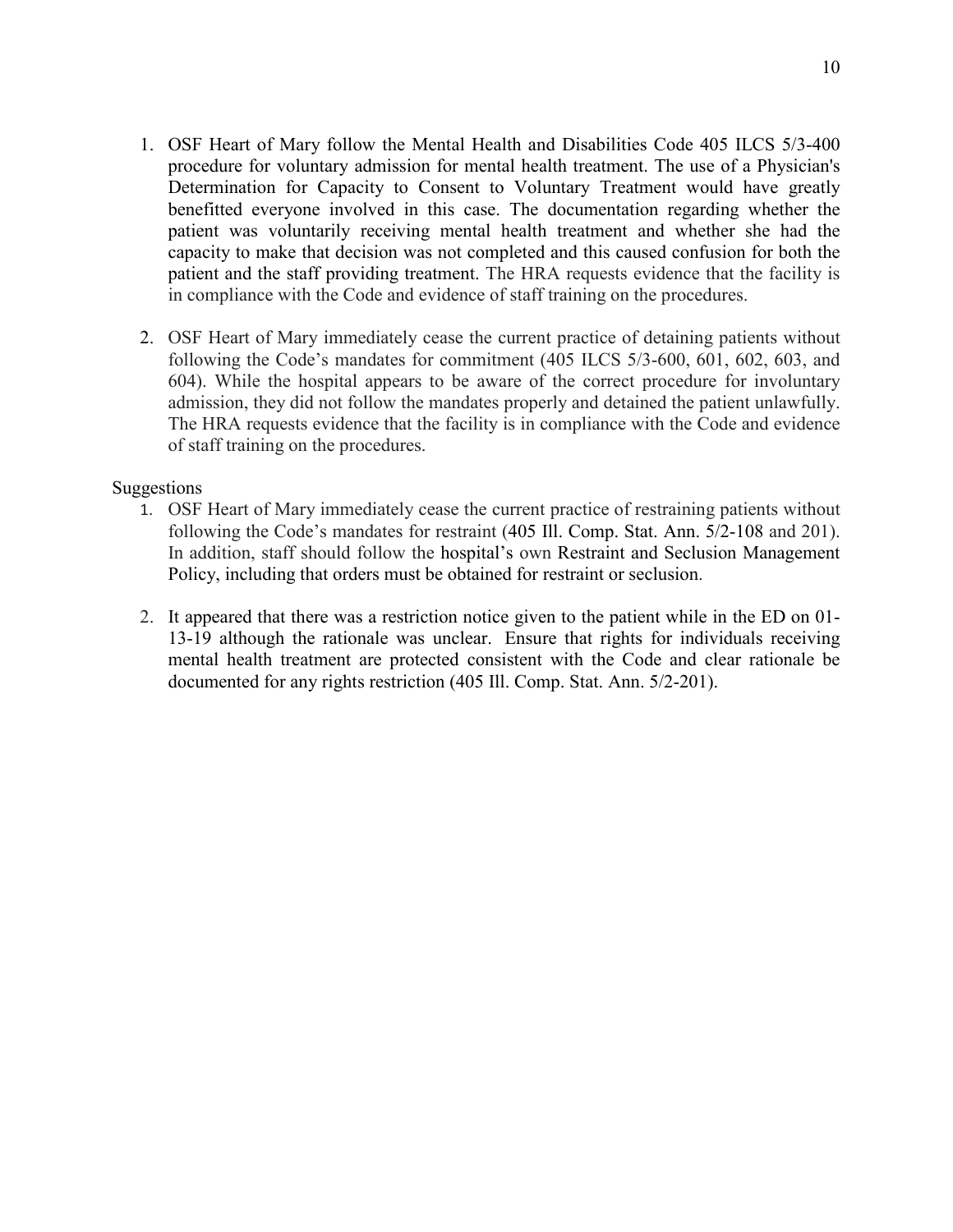1. OSF Heart of Mary follow the Mental Health and Disabilities Code 405 ILCS 5/3-400 procedure for voluntary admission for mental health treatment. The use of a Physician's Determination for Capacity to Consent to Voluntary Treatment would have greatly benefitted everyone involved in this case. The documentation regarding whether the patient was voluntarily receiving mental health treatment and whether she had the capacity to make that decision was not completed and this caused confusion for both the patient and the staff providing treatment. The HRA requests evidence that the facility is in compliance with the Code and evidence of staff training on the procedures.

2. OSF Heart of Mary immediately cease the current practice of detaining patients without following the Code's mandates for commitment (405 ILCS 5/3-600, 601, 602, 603, and 604). While the hospital appears to be aware of the correct procedure for involuntary admission, they did not follow the mandates properly and detained the patient unlawfully. The HRA requests evidence that the facility is in compliance with the Code and evidence of staff training on the procedures.

Suggestions

1. OSF Heart of Mary immediately cease the current practice of restraining patients without following the Code's mandates for restraint (405 Ill. Comp. Stat. Ann. 5/2-108 and 201). In addition, staff should follow the hospital's own Restraint and Seclusion Management Policy, including that orders must be obtained for restraint or seclusion.

2. It appeared that there was a restriction notice given to the patient while in the ED on 01-13-19 although the rationale was unclear. Ensure that rights for individuals receiving mental health treatment are protected consistent with the Code and clear rationale be documented for any rights restriction (405 Ill. Comp. Stat. Ann. 5/2-201).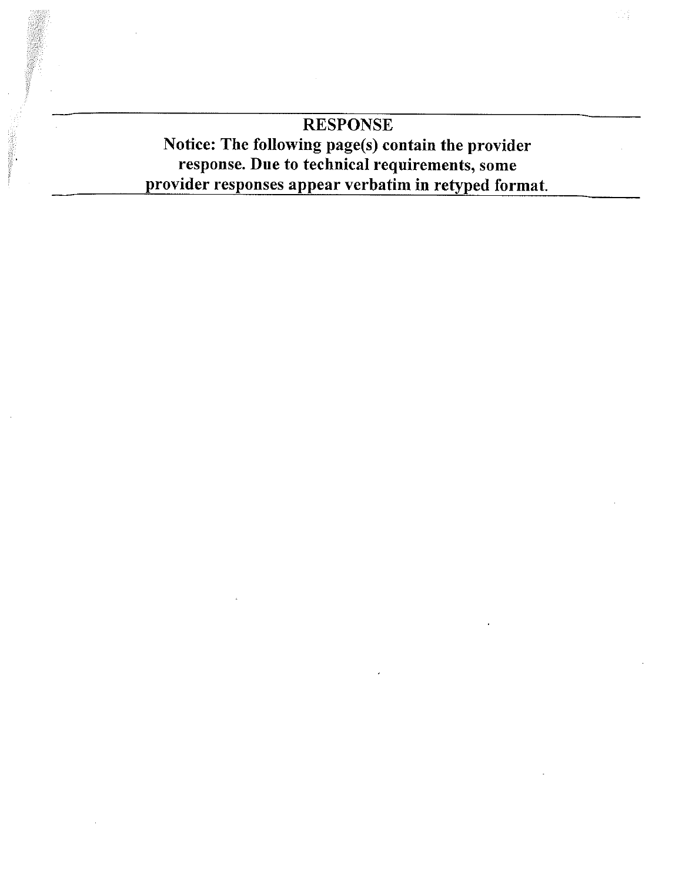# RESPONSE

**Notice: The following page(s) contain the provider response. Due to technical requirements, some provider responses appear verbatim in retyped format.**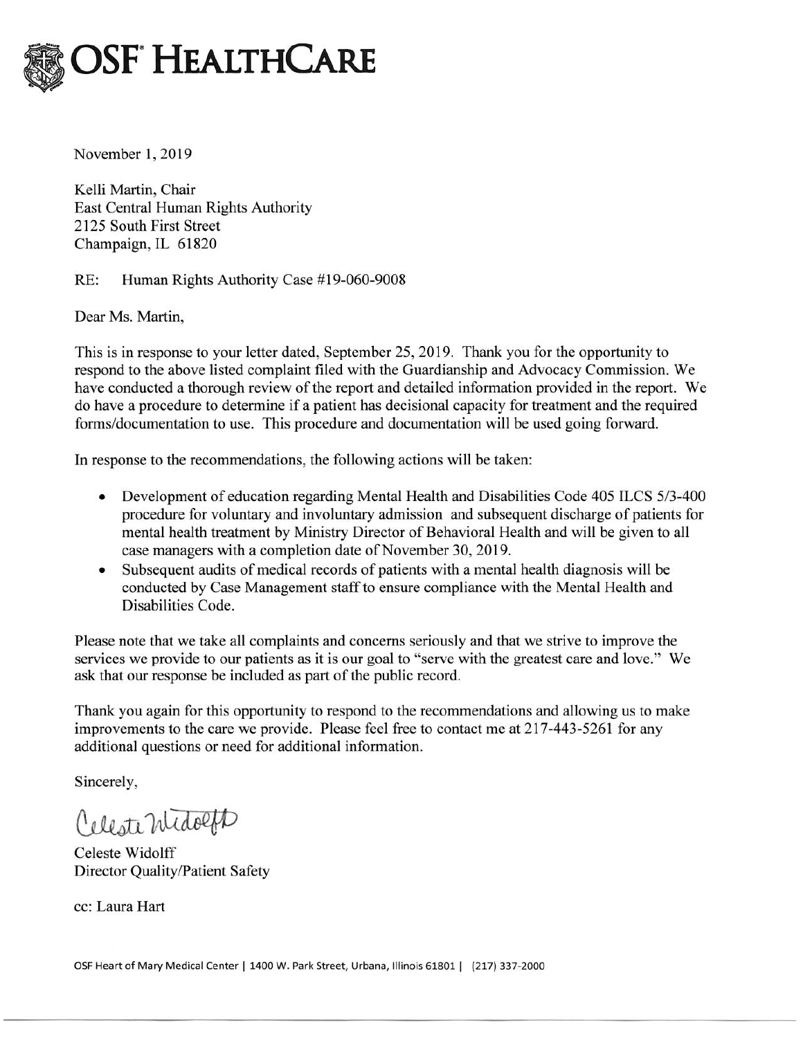# OSF HEALTHCARE

November 1, 2019

Kelli Martin, Chair
East Central Human Rights Authority
2125 South First Street
Champaign, IL 61820

RE: Human Rights Authority Case #19-060-9008

Dear Ms. Martin,

This is in response to your letter dated, September 25, 2019. Thank you for the opportunity to respond to the above listed complaint filed with the Guardianship and Advocacy Commission. We have conducted a thorough review of the report and detailed information provided in the report. We do have a procedure to determine if a patient has decisional capacity for treatment and the required forms/documentation to use. This procedure and documentation will be used going forward.

In response to the recommendations, the following actions will be taken:

- Development of education regarding Mental Health and Disabilities Code 405 ILCS 5/3-400 procedure for voluntary and involuntary admission and subsequent discharge of patients for mental health treatment by Ministry Director of Behavioral Health and will be given to all case managers with a completion date of November 30, 2019.
- Subsequent audits of medical records of patients with a mental health diagnosis will be conducted by Case Management staff to ensure compliance with the Mental Health and Disabilities Code.

Please note that we take all complaints and concerns seriously and that we strive to improve the services we provide to our patients as it is our goal to "serve with the greatest care and love." We ask that our response be included as part of the public record.

Thank you again for this opportunity to respond to the recommendations and allowing us to make improvements to the care we provide. Please feel free to contact me at 217-443-5261 for any additional questions or need for additional information.

Sincerely,

Celeste Widolff

Celeste Widolff
Director Quality/Patient Safety

cc: Laura Hart

OSF Heart of Mary Medical Center | 1400 W. Park Street, Urbana, Illinois 61801 | (217) 337-2000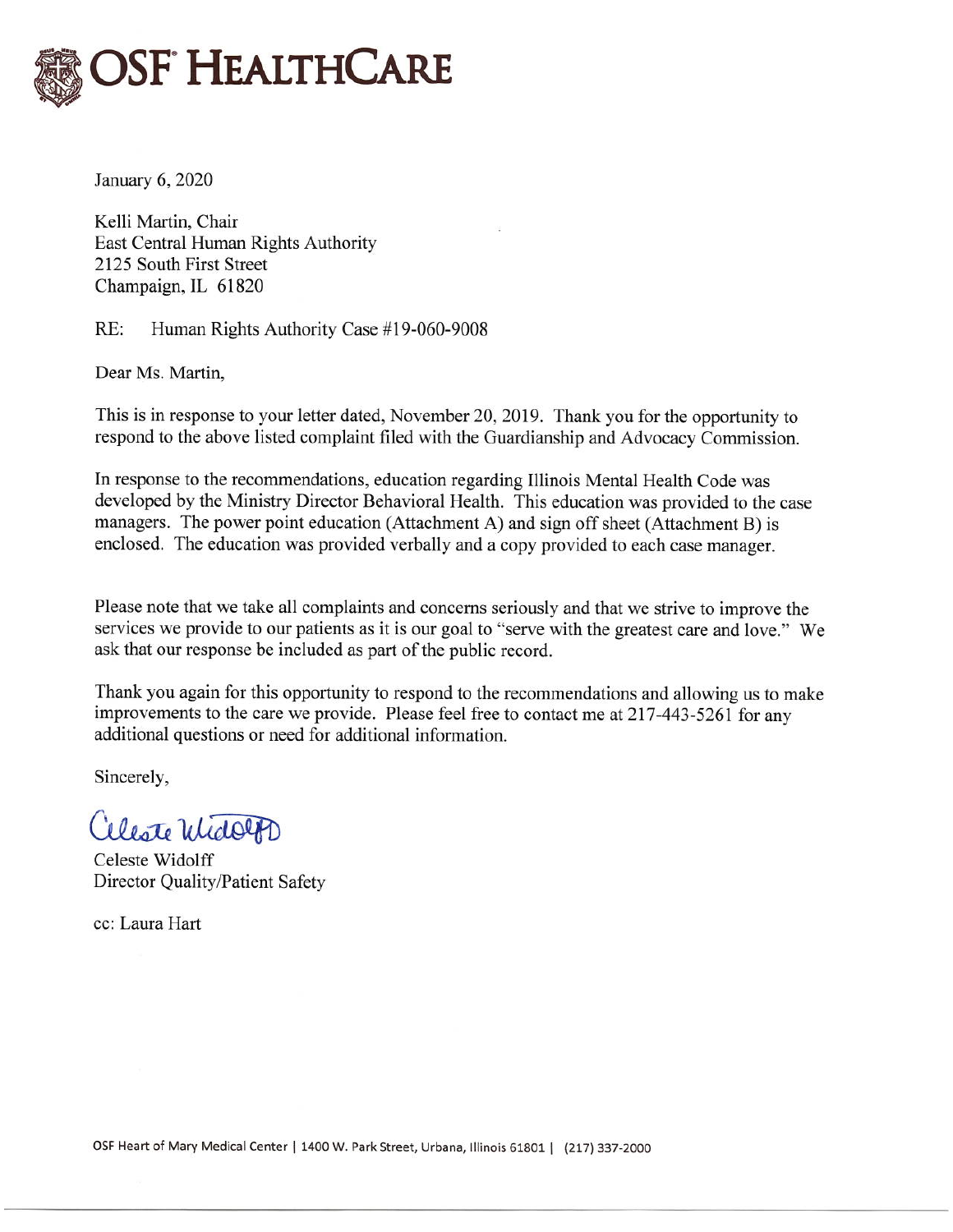**OSF HEALTHCARE**

January 6, 2020

Kelli Martin, Chair
East Central Human Rights Authority
2125 South First Street
Champaign, IL 61820

RE: Human Rights Authority Case #19-060-9008

Dear Ms. Martin,

This is in response to your letter dated, November 20, 2019. Thank you for the opportunity to respond to the above listed complaint filed with the Guardianship and Advocacy Commission.

In response to the recommendations, education regarding Illinois Mental Health Code was developed by the Ministry Director Behavioral Health. This education was provided to the case managers. The power point education (Attachment A) and sign off sheet (Attachment B) is enclosed. The education was provided verbally and a copy provided to each case manager.

Please note that we take all complaints and concerns seriously and that we strive to improve the services we provide to our patients as it is our goal to "serve with the greatest care and love." We ask that our response be included as part of the public record.

Thank you again for this opportunity to respond to the recommendations and allowing us to make improvements to the care we provide. Please feel free to contact me at 217-443-5261 for any additional questions or need for additional information.

Sincerely,

Celeste Widolff

Celeste Widolff
Director Quality/Patient Safety

cc: Laura Hart

OSF Heart of Mary Medical Center | 1400 W. Park Street, Urbana, Illinois 61801 | (217) 337-2000